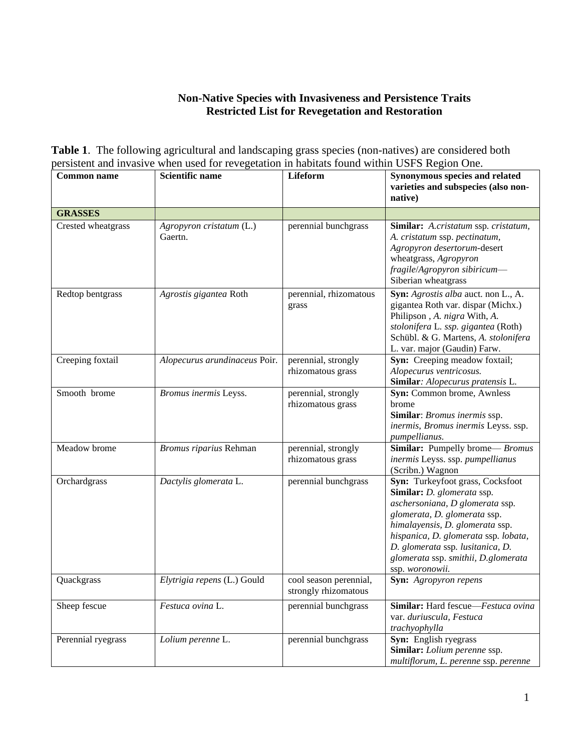# Non-Native Species with Invasiveness and Persistence Traits
# Restricted List for Revegetation and Restoration

**Table 1**. The following agricultural and landscaping grass species (non-natives) are considered both persistent and invasive when used for revegetation in habitats found within USFS Region One.

| Common name | Scientific name | Lifeform | Synonymous species and related varieties and subspecies (also non-native) |
|---|---|---|---|
| **GRASSES** | | | |
| Crested wheatgrass | *Agropyron cristatum* (L.) Gaertn. | perennial bunchgrass | **Similar:** *A.cristatum* ssp. *cristatum, A. cristatum* ssp. *pectinatum, Agropyron desertorum*-desert wheatgrass, *Agropyron fragile*/*Agropyron sibiricum*—Siberian wheatgrass |
| Redtop bentgrass | *Agrostis gigantea* Roth | perennial, rhizomatous grass | **Syn:** *Agrostis alba* auct. non L., A. gigantea Roth var. dispar (Michx.) Philipson , *A. nigra* With, *A. stolonifera* L. *ssp. gigantea* (Roth) Schübl. & G. Martens, *A. stolonifera* L. var. major (Gaudin) Farw. |
| Creeping foxtail | *Alopecurus arundinaceus* Poir. | perennial, strongly rhizomatous grass | **Syn:** Creeping meadow foxtail; *Alopecurus ventricosus.*<br>**Similar***: Alopecurus pratensis* L. |
| Smooth brome | *Bromus inermis* Leyss. | perennial, strongly rhizomatous grass | **Syn:** Common brome, Awnless brome<br>**Similar**: *Bromus inermis* ssp. *inermis, Bromus inermis* Leyss. ssp. *pumpellianus.* |
| Meadow brome | *Bromus riparius* Rehman | perennial, strongly rhizomatous grass | **Similar:** Pumpelly brome— *Bromus inermis* Leyss. ssp. *pumpellianus* (Scribn.) Wagnon |
| Orchardgrass | *Dactylis glomerata* L. | perennial bunchgrass | **Syn:** Turkeyfoot grass, Cocksfoot<br>**Similar:** *D. glomerata* ssp. *aschersoniana, D glomerata* ssp. *glomerata, D. glomerata* ssp. *himalayensis, D. glomerata* ssp. *hispanica, D. glomerata* ssp. *lobata, D. glomerata* ssp. *lusitanica, D. glomerata* ssp. *smithii, D.glomerata* ssp. *woronowii.* |
| Quackgrass | *Elytrigia repens* (L.) Gould | cool season perennial, strongly rhizomatous | **Syn:** *Agropyron repens* |
| Sheep fescue | *Festuca ovina* L. | perennial bunchgrass | **Similar:** Hard fescue—*Festuca ovina* var. *duriuscula, Festuca trachyophylla* |
| Perennial ryegrass | *Lolium perenne* L. | perennial bunchgrass | **Syn:** English ryegrass<br>**Similar:** *Lolium perenne* ssp. *multiflorum, L. perenne* ssp. *perenne* |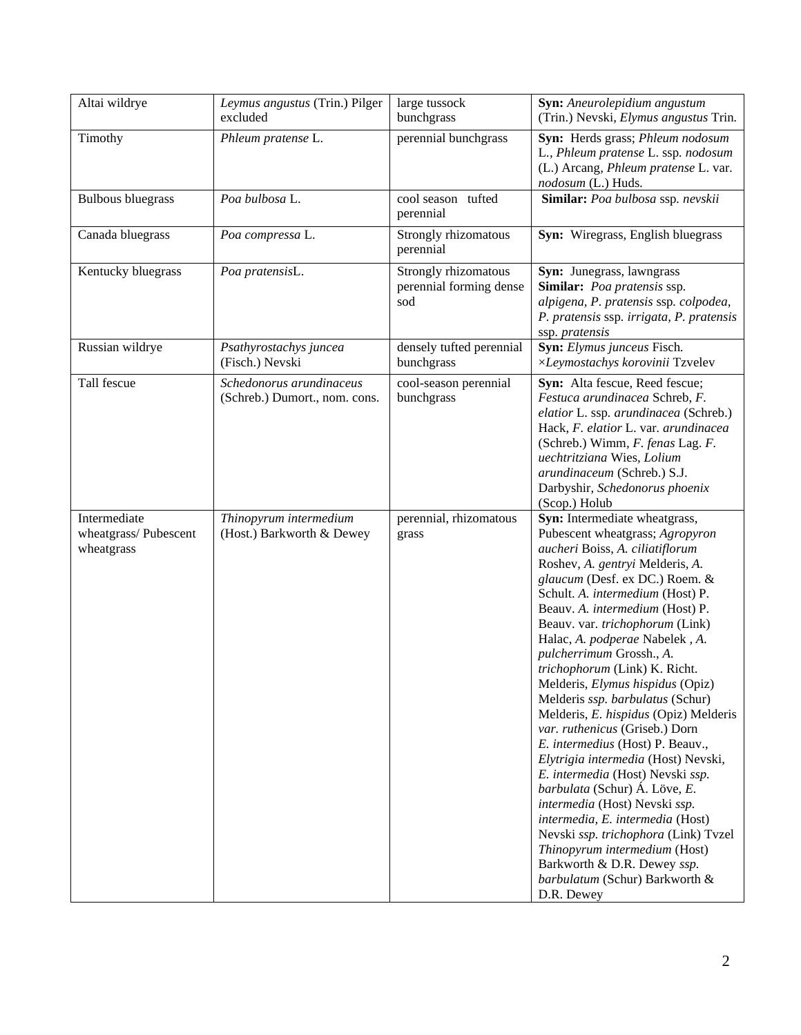| Altai wildrye | *Leymus angustus* (Trin.) Pilger excluded | large tussock bunchgrass | **Syn:** *Aneurolepidium angustum* (Trin.) Nevski, *Elymus angustus* Trin. |
|---|---|---|---|
| Timothy | *Phleum pratense* L. | perennial bunchgrass | **Syn:** Herds grass; *Phleum nodosum* L., *Phleum pratense* L. ssp. *nodosum* (L.) Arcang, *Phleum pratense* L. var. *nodosum* (L.) Huds. |
| Bulbous bluegrass | *Poa bulbosa* L. | cool season tufted perennial | **Similar:** *Poa bulbosa* ssp. *nevskii* |
| Canada bluegrass | *Poa compressa* L. | Strongly rhizomatous perennial | **Syn:** Wiregrass, English bluegrass |
| Kentucky bluegrass | *Poa pratensis*L. | Strongly rhizomatous perennial forming dense sod | **Syn:** Junegrass, lawngrass **Similar:** *Poa pratensis* ssp. *alpigena, P. pratensis* ssp. *colpodea, P. pratensis* ssp. *irrigata, P. pratensis* ssp. *pratensis* |
| Russian wildrye | *Psathyrostachys juncea* (Fisch.) Nevski | densely tufted perennial bunchgrass | **Syn:** *Elymus junceus* Fisch. *×Leymostachys korovinii* Tzvelev |
| Tall fescue | *Schedonorus arundinaceus* (Schreb.) Dumort., nom. cons. | cool-season perennial bunchgrass | **Syn:** Alta fescue, Reed fescue; *Festuca arundinacea* Schreb, *F. elatior* L. ssp. *arundinacea* (Schreb.) Hack, *F. elatior* L. var. *arundinacea* (Schreb.) Wimm, *F. fenas* Lag. *F. uechtritziana* Wies, *Lolium arundinaceum* (Schreb.) S.J. Darbyshir, *Schedonorus phoenix* (Scop.) Holub |
| Intermediate wheatgrass/ Pubescent wheatgrass | *Thinopyrum intermedium* (Host.) Barkworth & Dewey | perennial, rhizomatous grass | **Syn:** Intermediate wheatgrass, Pubescent wheatgrass; *Agropyron aucheri* Boiss, *A. ciliatiflorum* Roshev, *A. gentryi* Melderis, *A. glaucum* (Desf. ex DC.) Roem. & Schult. *A. intermedium* (Host) P. Beauv. *A. intermedium* (Host) P. Beauv. var. *trichophorum* (Link) Halac, *A. podperae* Nabelek , *A. pulcherrimum* Grossh., *A. trichophorum* (Link) K. Richt. Melderis, *Elymus hispidus* (Opiz) Melderis *ssp. barbulatus* (Schur) Melderis, *E. hispidus* (Opiz) Melderis *var. ruthenicus* (Griseb.) Dorn *E. intermedius* (Host) P. Beauv., *Elytrigia intermedia* (Host) Nevski, *E. intermedia* (Host) Nevski *ssp. barbulata* (Schur) Á. Löve, *E. intermedia* (Host) Nevski *ssp. intermedia, E. intermedia* (Host) Nevski *ssp. trichophora* (Link) Tvzel *Thinopyrum intermedium* (Host) Barkworth & D.R. Dewey *ssp. barbulatum* (Schur) Barkworth & D.R. Dewey |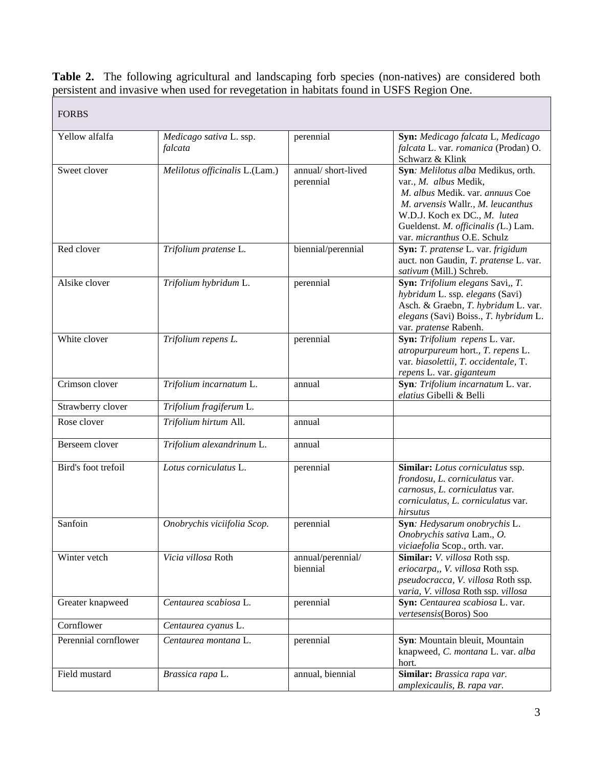**Table 2.** The following agricultural and landscaping forb species (non-natives) are considered both persistent and invasive when used for revegetation in habitats found in USFS Region One.

| FORBS | | | |
|---|---|---|---|
| Yellow alfalfa | *Medicago sativa* L. ssp. *falcata* | perennial | **Syn:** *Medicago falcata* L, *Medicago falcata* L. var. *romanica* (Prodan) O. Schwarz & Klink |
| Sweet clover | *Melilotus officinalis* L.(Lam.) | annual/ short-lived perennial | **Syn***: Melilotus alba* Medikus, orth. var., *M. albus* Medik, *M. albus* Medik. var. *annuus* Coe *M. arvensis* Wallr., *M. leucanthus* W.D.J. Koch ex DC., *M. lutea* Gueldenst. *M. officinalis (*L.) Lam. var. *micranthus* O.E. Schulz |
| Red clover | *Trifolium pratense* L. | biennial/perennial | **Syn:** *T. pratense* L. var. *frigidum* auct. non Gaudin, *T. pratense* L. var. *sativum* (Mill.) Schreb. |
| Alsike clover | *Trifolium hybridum* L. | perennial | **Syn:** *Trifolium elegans* Savi,, *T. hybridum* L. ssp. *elegans* (Savi) Asch. & Graebn, *T. hybridum* L. var. *elegans* (Savi) Boiss., *T. hybridum* L. var. *pratense* Rabenh. |
| White clover | *Trifolium repens L.* | perennial | **Syn:** *Trifolium repens* L. var. *atropurpureum* hort., *T. repens* L. var. *biasolettii*, *T. occidentale*, T. *repens* L. var. *giganteum* |
| Crimson clover | *Trifolium incarnatum* L. | annual | **Syn***: Trifolium incarnatum* L. var. *elatius* Gibelli & Belli |
| Strawberry clover | *Trifolium fragiferum* L. | | |
| Rose clover | *Trifolium hirtum* All. | annual | |
| Berseem clover | *Trifolium alexandrinum* L. | annual | |
| Bird's foot trefoil | *Lotus corniculatus* L. | perennial | **Similar:** *Lotus corniculatus* ssp. *frondosu, L. corniculatus* var. *carnosus, L. corniculatus* var. *corniculatus, L. corniculatus* var. *hirsutus* |
| Sanfoin | *Onobrychis viciifolia Scop.* | perennial | **Syn***: Hedysarum onobrychis* L. *Onobrychis sativa* Lam., *O. viciaefolia* Scop., orth. var. |
| Winter vetch | *Vicia villosa* Roth | annual/perennial/ biennial | **Similar:** *V. villosa* Roth ssp. *eriocarpa,, V. villosa* Roth ssp. *pseudocracca, V. villosa* Roth ssp. *varia, V. villosa* Roth ssp. *villosa* |
| Greater knapweed | *Centaurea scabiosa* L. | perennial | **Syn:** *Centaurea scabiosa* L. var. *vertesensis*(Boros) Soo |
| Cornflower | *Centaurea cyanus* L. | | |
| Perennial cornflower | *Centaurea montana* L. | perennial | **Syn**: Mountain bleuit, Mountain knapweed, *C. montana* L. var. *alba* hort. |
| Field mustard | *Brassica rapa* L. | annual, biennial | **Similar:** *Brassica rapa var. amplexicaulis, B. rapa var.* |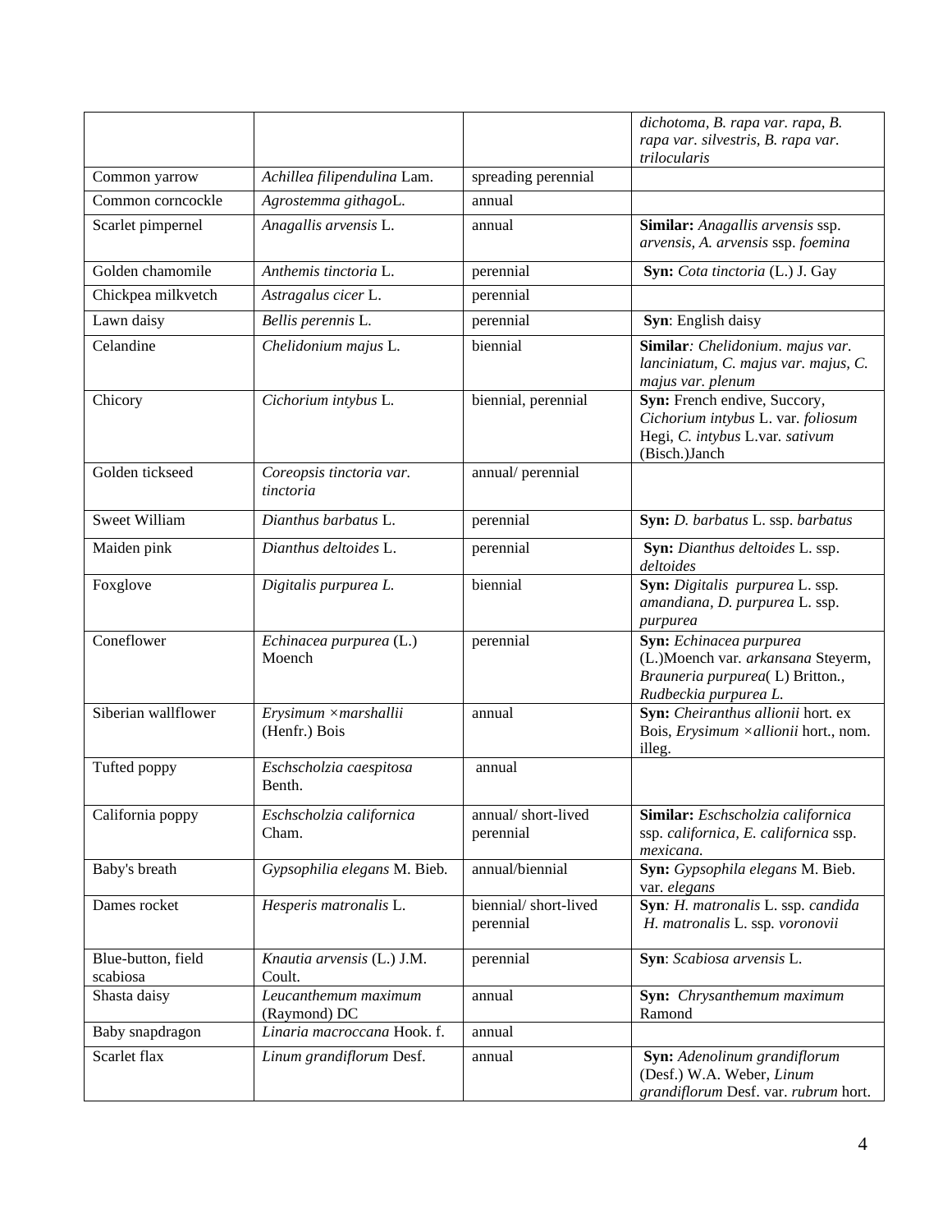| | | | *dichotoma, B. rapa var. rapa, B. rapa var. silvestris, B. rapa var. trilocularis* |
|---|---|---|---|
| Common yarrow | *Achillea filipendulina* Lam. | spreading perennial | |
| Common corncockle | *Agrostemma githago*L. | annual | |
| Scarlet pimpernel | *Anagallis arvensis* L. | annual | **Similar:** *Anagallis arvensis* ssp. *arvensis, A. arvensis* ssp. *foemina* |
| Golden chamomile | *Anthemis tinctoria* L. | perennial | **Syn:** *Cota tinctoria* (L.) J. Gay |
| Chickpea milkvetch | *Astragalus cicer* L. | perennial | |
| Lawn daisy | *Bellis perennis* L. | perennial | **Syn**: English daisy |
| Celandine | *Chelidonium majus* L. | biennial | **Similar***: Chelidonium. majus var. lanciniatum, C. majus var. majus, C. majus var. plenum* |
| Chicory | *Cichorium intybus* L. | biennial, perennial | **Syn:** French endive, Succory, *Cichorium intybus* L. var. *foliosum* Hegi, *C. intybus* L.var. *sativum* (Bisch.)Janch |
| Golden tickseed | *Coreopsis tinctoria var. tinctoria* | annual/ perennial | |
| Sweet William | *Dianthus barbatus* L. | perennial | **Syn:** *D. barbatus* L. ssp. *barbatus* |
| Maiden pink | *Dianthus deltoides* L. | perennial | **Syn:** *Dianthus deltoides* L. ssp. *deltoides* |
| Foxglove | *Digitalis purpurea L.* | biennial | **Syn:** *Digitalis purpurea* L. ssp. *amandiana, D. purpurea* L. ssp. *purpurea* |
| Coneflower | *Echinacea purpurea* (L.) Moench | perennial | **Syn:** *Echinacea purpurea* (L.)Moench var. *arkansana* Steyerm, *Brauneria purpurea*( L) Britton., *Rudbeckia purpurea L.* |
| Siberian wallflower | *Erysimum ×marshallii* (Henfr.) Bois | annual | **Syn:** *Cheiranthus allionii* hort. ex Bois, *Erysimum ×allionii* hort., nom. illeg. |
| Tufted poppy | *Eschscholzia caespitosa* Benth. | annual | |
| California poppy | *Eschscholzia californica* Cham. | annual/ short-lived perennial | **Similar:** *Eschscholzia californica* ssp. *californica, E. californica* ssp. *mexicana.* |
| Baby's breath | *Gypsophilia elegans* M. Bieb. | annual/biennial | **Syn:** *Gypsophila elegans* M. Bieb. var. *elegans* |
| Dames rocket | *Hesperis matronalis* L. | biennial/ short-lived perennial | **Syn***: H. matronalis* L. ssp. *candida* *H. matronalis* L. ssp. *voronovii* |
| Blue-button, field scabiosa | *Knautia arvensis* (L.) J.M. Coult. | perennial | **Syn**: *Scabiosa arvensis* L. |
| Shasta daisy | *Leucanthemum maximum* (Raymond) DC | annual | **Syn:** *Chrysanthemum maximum* Ramond |
| Baby snapdragon | *Linaria macroccana* Hook. f. | annual | |
| Scarlet flax | *Linum grandiflorum* Desf. | annual | **Syn:** *Adenolinum grandiflorum* (Desf.) W.A. Weber, *Linum grandiflorum* Desf. var. *rubrum* hort. |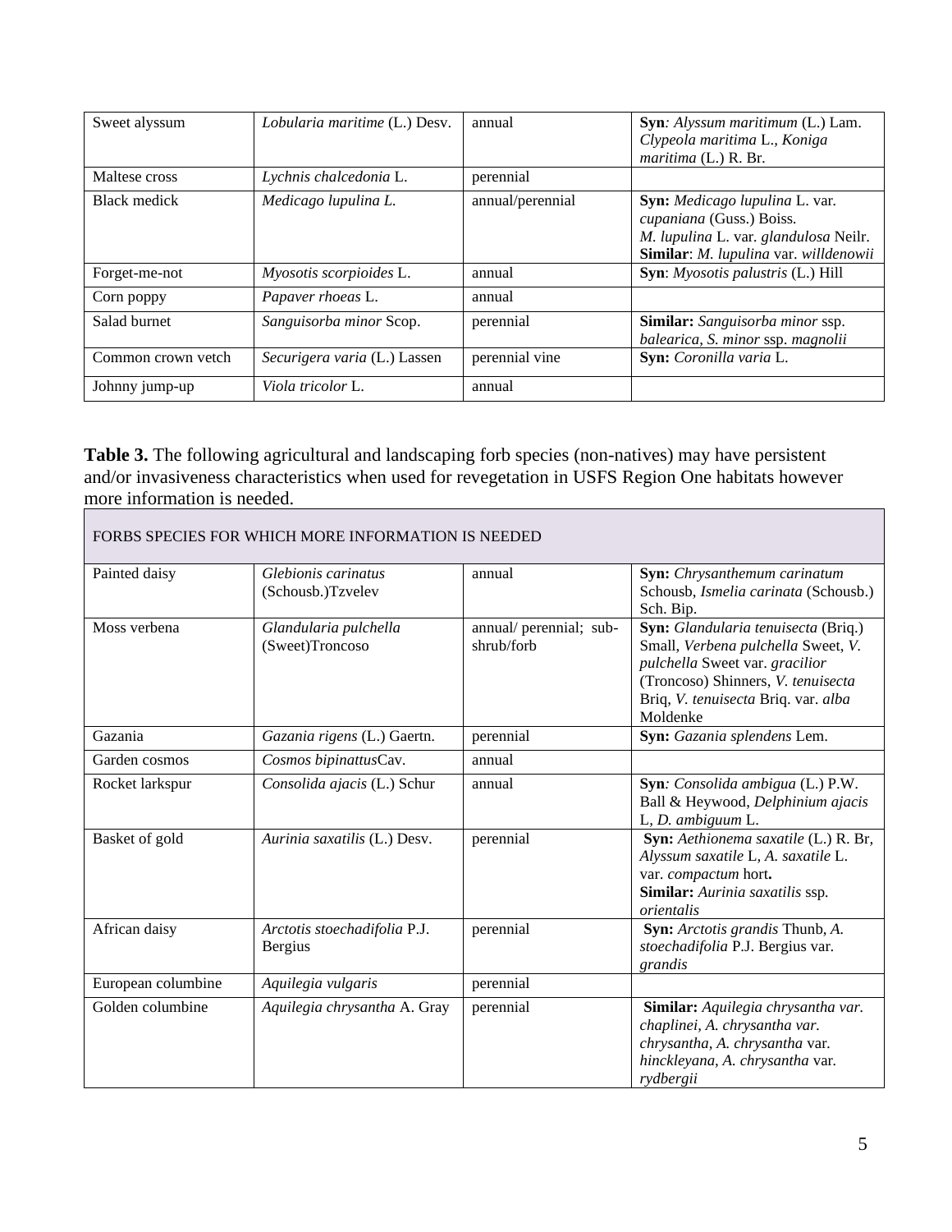| Sweet alyssum | *Lobularia maritime* (L.) Desv. | annual | **Syn***: Alyssum maritimum* (L.) Lam. *Clypeola maritima* L., *Koniga maritima* (L.) R. Br. |
|---|---|---|---|
| Maltese cross | *Lychnis chalcedonia* L. | perennial | |
| Black medick | *Medicago lupulina L.* | annual/perennial | **Syn:** *Medicago lupulina* L. var. *cupaniana* (Guss.) Boiss. *M. lupulina* L. var. *glandulosa* Neilr. **Similar**: *M. lupulina* var. *willdenowii* |
| Forget-me-not | *Myosotis scorpioides* L. | annual | **Syn**: *Myosotis palustris* (L.) Hill |
| Corn poppy | *Papaver rhoeas* L. | annual | |
| Salad burnet | *Sanguisorba minor* Scop. | perennial | **Similar:** *Sanguisorba minor* ssp. *balearica, S. minor* ssp. *magnolii* |
| Common crown vetch | *Securigera varia* (L.) Lassen | perennial vine | **Syn:** *Coronilla varia* L. |
| Johnny jump-up | *Viola tricolor* L. | annual | |

**Table 3.** The following agricultural and landscaping forb species (non-natives) may have persistent and/or invasiveness characteristics when used for revegetation in USFS Region One habitats however more information is needed.

| FORBS SPECIES FOR WHICH MORE INFORMATION IS NEEDED | | | |
|---|---|---|---|
| Painted daisy | *Glebionis carinatus* (Schousb.)Tzvelev | annual | **Syn:** *Chrysanthemum carinatum* Schousb, *Ismelia carinata* (Schousb.) Sch. Bip. |
| Moss verbena | *Glandularia pulchella* (Sweet)Troncoso | annual/ perennial; sub-shrub/forb | **Syn:** *Glandularia tenuisecta* (Briq.) Small, *Verbena pulchella* Sweet, *V. pulchella* Sweet var. *gracilior* (Troncoso) Shinners, *V. tenuisecta* Briq, *V. tenuisecta* Briq. var. *alba* Moldenke |
| Gazania | *Gazania rigens* (L.) Gaertn. | perennial | **Syn:** *Gazania splendens* Lem. |
| Garden cosmos | *Cosmos bipinattus*Cav. | annual | |
| Rocket larkspur | *Consolida ajacis* (L.) Schur | annual | **Syn***: Consolida ambigua* (L.) P.W. Ball & Heywood, *Delphinium ajacis* L, *D. ambiguum* L. |
| Basket of gold | *Aurinia saxatilis* (L.) Desv. | perennial | **Syn:** *Aethionema saxatile* (L.) R. Br, *Alyssum saxatile* L, *A. saxatile* L. var. *compactum* hort**.** **Similar:** *Aurinia saxatilis* ssp. *orientalis* |
| African daisy | *Arctotis stoechadifolia* P.J. Bergius | perennial | **Syn:** *Arctotis grandis* Thunb, *A. stoechadifolia* P.J. Bergius var. *grandis* |
| European columbine | *Aquilegia vulgaris* | perennial | |
| Golden columbine | *Aquilegia chrysantha* A. Gray | perennial | **Similar:** *Aquilegia chrysantha var. chaplinei, A. chrysantha var. chrysantha, A. chrysantha* var. *hinckleyana, A. chrysantha* var. *rydbergii* |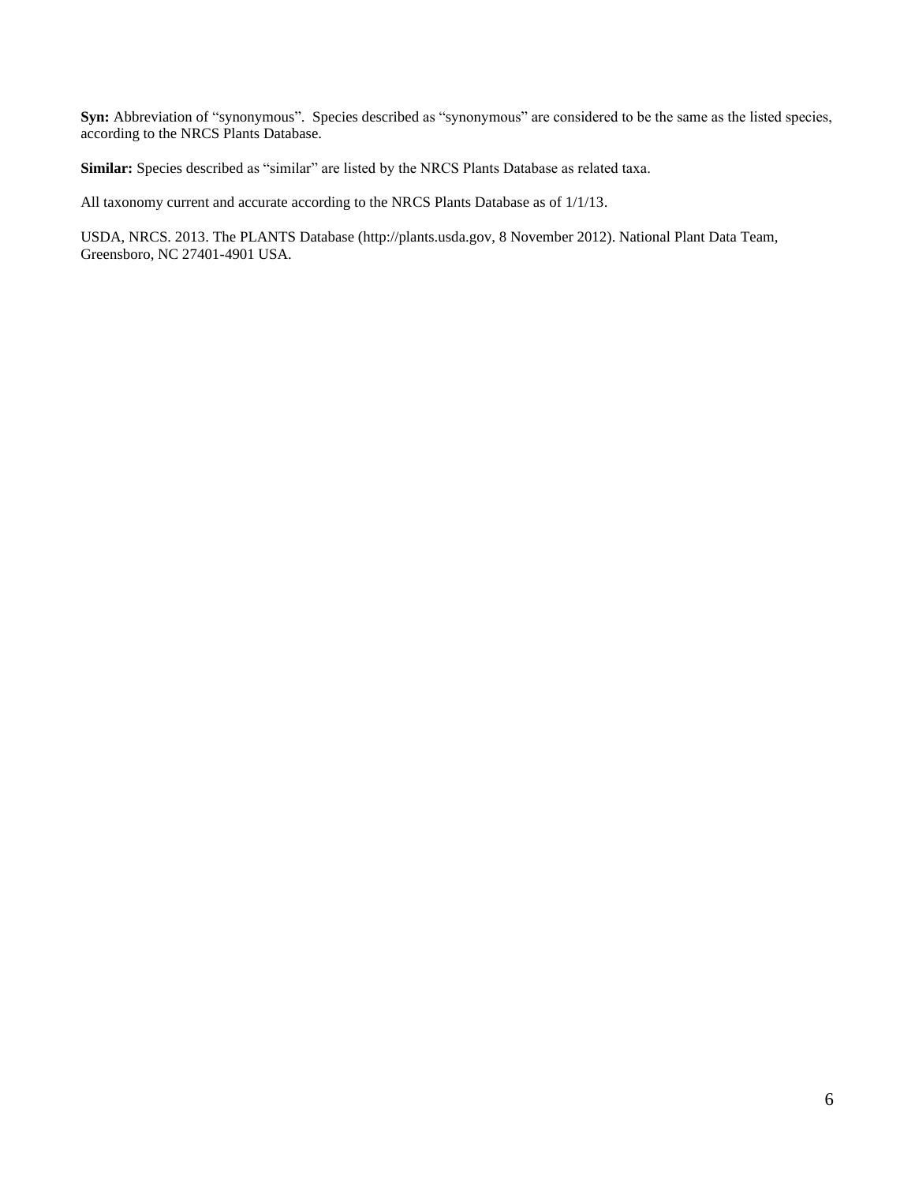**Syn:** Abbreviation of "synonymous". Species described as "synonymous" are considered to be the same as the listed species, according to the NRCS Plants Database.

**Similar:** Species described as "similar" are listed by the NRCS Plants Database as related taxa.

All taxonomy current and accurate according to the NRCS Plants Database as of 1/1/13.

USDA, NRCS. 2013. The PLANTS Database (http://plants.usda.gov, 8 November 2012). National Plant Data Team, Greensboro, NC 27401-4901 USA.